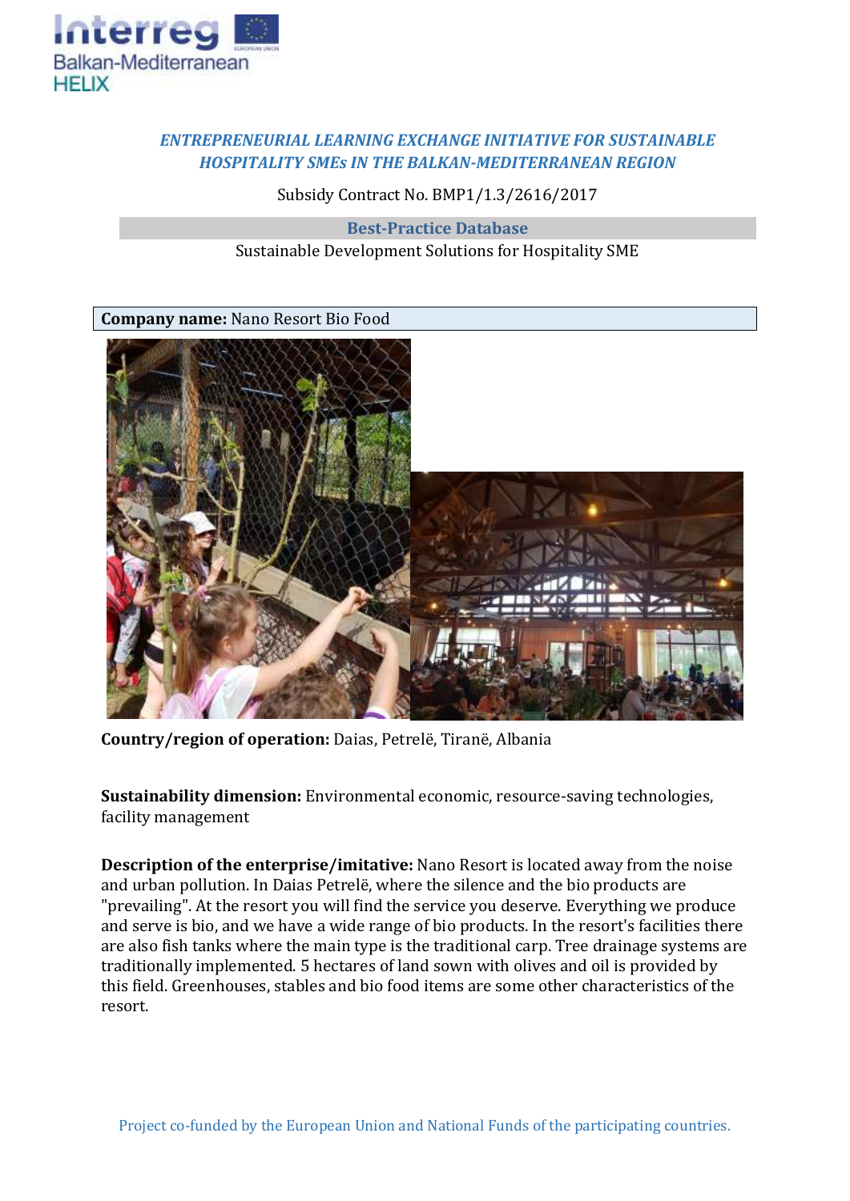***ENTREPRENEURIAL LEARNING EXCHANGE INITIATIVE FOR SUSTAINABLE HOSPITALITY SMEs IN THE BALKAN-MEDITERRANEAN REGION***

Subsidy Contract No. BMP1/1.3/2616/2017

**Best-Practice Database**

Sustainable Development Solutions for Hospitality SME

**Company name:** Nano Resort Bio Food

**Country/region of operation:** Daias, Petrelë, Tiranë, Albania

**Sustainability dimension:** Environmental economic, resource-saving technologies, facility management

**Description of the enterprise/imitative:** Nano Resort is located away from the noise and urban pollution. In Daias Petrelë, where the silence and the bio products are "prevailing". At the resort you will find the service you deserve. Everything we produce and serve is bio, and we have a wide range of bio products. In the resort's facilities there are also fish tanks where the main type is the traditional carp. Tree drainage systems are traditionally implemented. 5 hectares of land sown with olives and oil is provided by this field. Greenhouses, stables and bio food items are some other characteristics of the resort.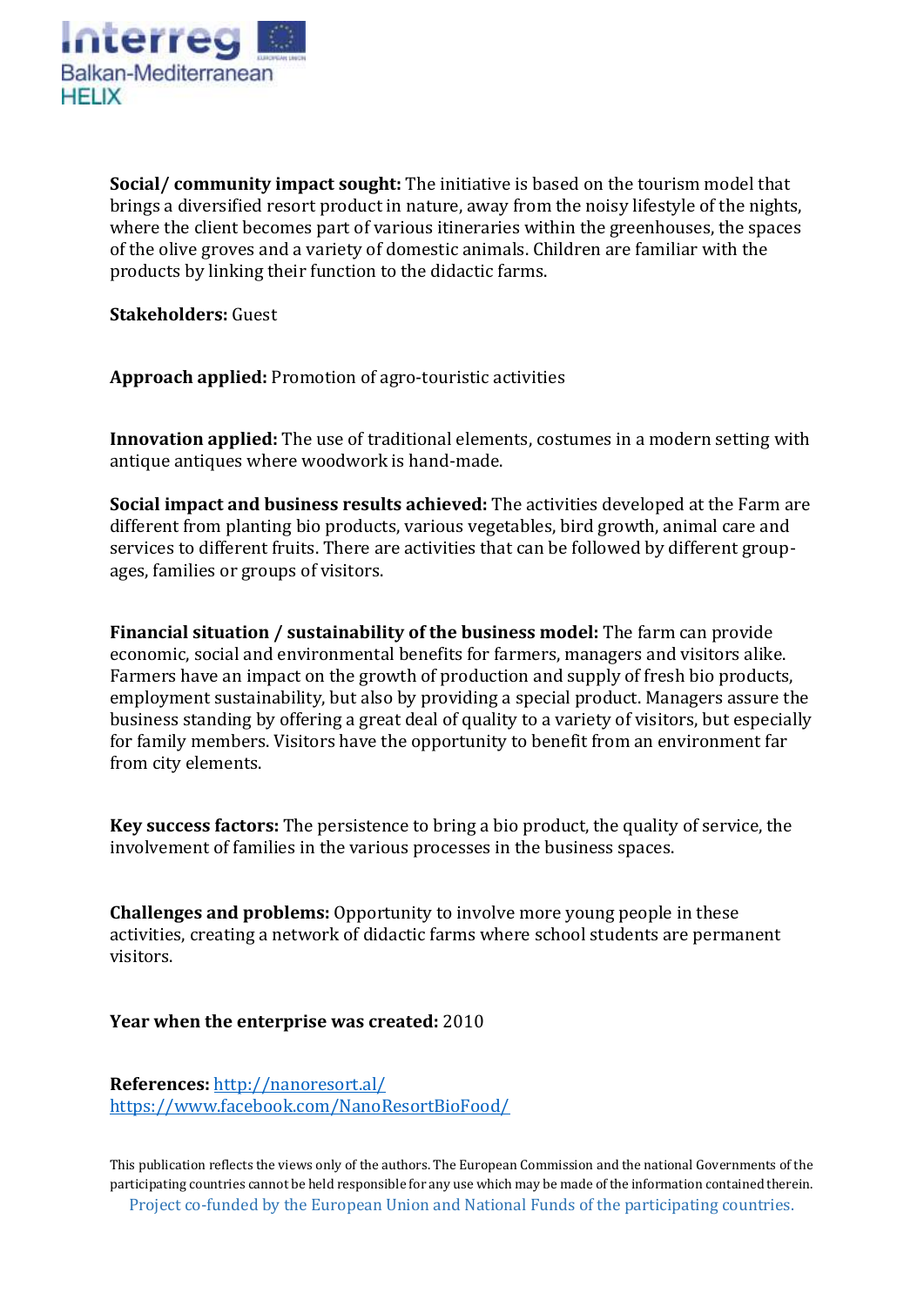**Social/ community impact sought:** The initiative is based on the tourism model that brings a diversified resort product in nature, away from the noisy lifestyle of the nights, where the client becomes part of various itineraries within the greenhouses, the spaces of the olive groves and a variety of domestic animals. Children are familiar with the products by linking their function to the didactic farms.

**Stakeholders:** Guest

**Approach applied:** Promotion of agro-touristic activities

**Innovation applied:** The use of traditional elements, costumes in a modern setting with antique antiques where woodwork is hand-made.

**Social impact and business results achieved:** The activities developed at the Farm are different from planting bio products, various vegetables, bird growth, animal care and services to different fruits. There are activities that can be followed by different group-ages, families or groups of visitors.

**Financial situation / sustainability of the business model:** The farm can provide economic, social and environmental benefits for farmers, managers and visitors alike. Farmers have an impact on the growth of production and supply of fresh bio products, employment sustainability, but also by providing a special product. Managers assure the business standing by offering a great deal of quality to a variety of visitors, but especially for family members. Visitors have the opportunity to benefit from an environment far from city elements.

**Key success factors:** The persistence to bring a bio product, the quality of service, the involvement of families in the various processes in the business spaces.

**Challenges and problems:** Opportunity to involve more young people in these activities, creating a network of didactic farms where school students are permanent visitors.

**Year when the enterprise was created:** 2010

**References:** http://nanoresort.al/
https://www.facebook.com/NanoResortBioFood/

This publication reflects the views only of the authors. The European Commission and the national Governments of the participating countries cannot be held responsible for any use which may be made of the information contained therein.
Project co-funded by the European Union and National Funds of the participating countries.